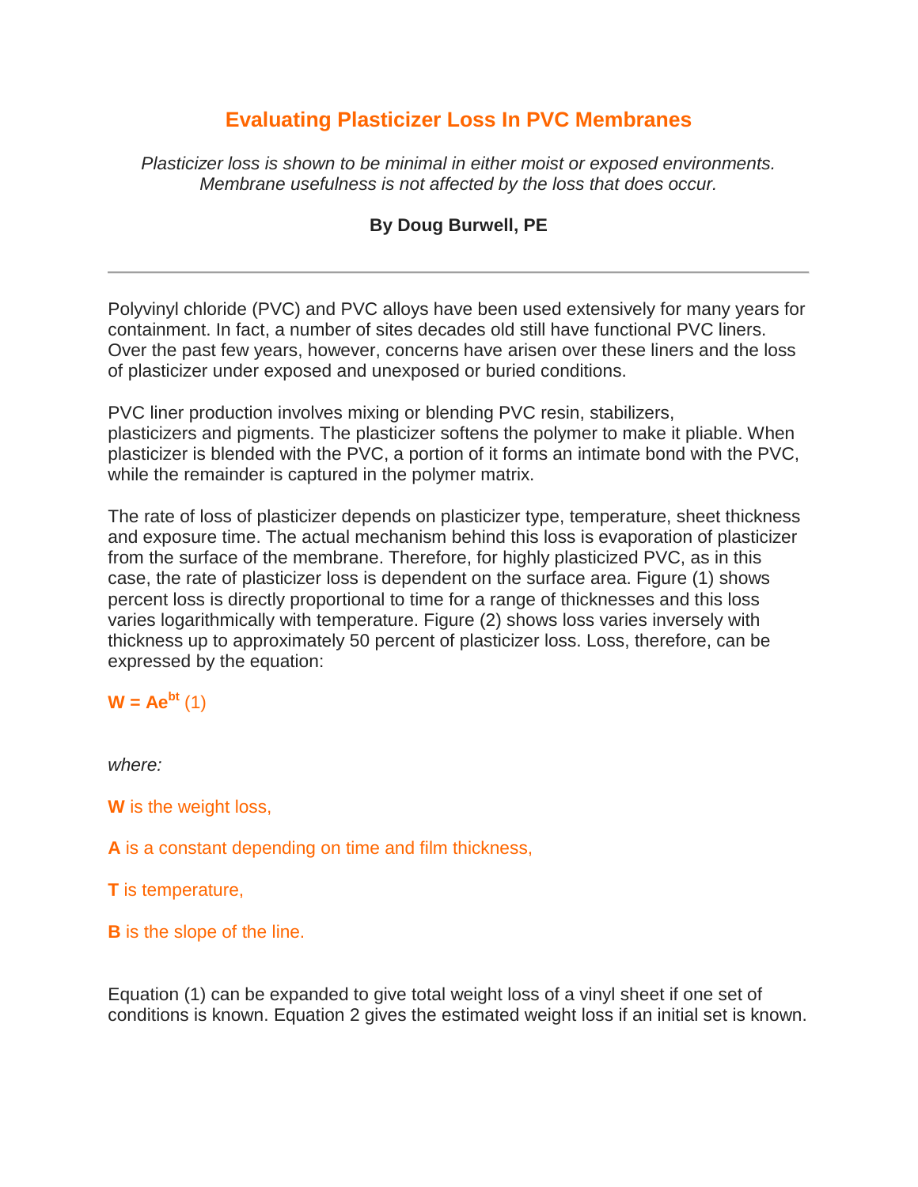# Evaluating Plasticizer Loss In PVC Membranes

*Plasticizer loss is shown to be minimal in either moist or exposed environments. Membrane usefulness is not affected by the loss that does occur.*

**By Doug Burwell, PE**

---

Polyvinyl chloride (PVC) and PVC alloys have been used extensively for many years for containment. In fact, a number of sites decades old still have functional PVC liners. Over the past few years, however, concerns have arisen over these liners and the loss of plasticizer under exposed and unexposed or buried conditions.

PVC liner production involves mixing or blending PVC resin, stabilizers, plasticizers and pigments. The plasticizer softens the polymer to make it pliable. When plasticizer is blended with the PVC, a portion of it forms an intimate bond with the PVC, while the remainder is captured in the polymer matrix.

The rate of loss of plasticizer depends on plasticizer type, temperature, sheet thickness and exposure time. The actual mechanism behind this loss is evaporation of plasticizer from the surface of the membrane. Therefore, for highly plasticized PVC, as in this case, the rate of plasticizer loss is dependent on the surface area. Figure (1) shows percent loss is directly proportional to time for a range of thicknesses and this loss varies logarithmically with temperature. Figure (2) shows loss varies inversely with thickness up to approximately 50 percent of plasticizer loss. Loss, therefore, can be expressed by the equation:

$$W = Ae^{bt} \quad (1)$$

*where:*

**W** is the weight loss,

**A** is a constant depending on time and film thickness,

**T** is temperature,

**B** is the slope of the line.

Equation (1) can be expanded to give total weight loss of a vinyl sheet if one set of conditions is known. Equation 2 gives the estimated weight loss if an initial set is known.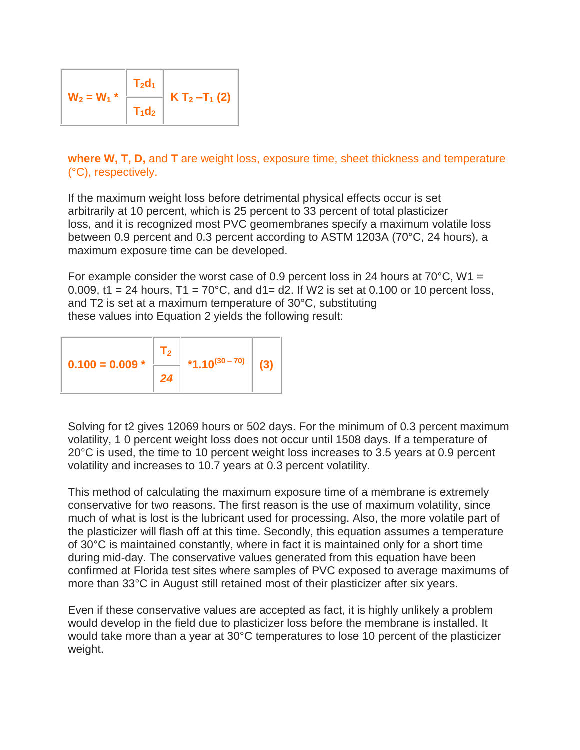$$W_2 = W_1 * \frac{T_2 d_1}{T_1 d_2} K^{T_2 - T_1} \quad (2)$$

**where W, T, D,** and **T** are weight loss, exposure time, sheet thickness and temperature (°C), respectively.

If the maximum weight loss before detrimental physical effects occur is set arbitrarily at 10 percent, which is 25 percent to 33 percent of total plasticizer loss, and it is recognized most PVC geomembranes specify a maximum volatile loss between 0.9 percent and 0.3 percent according to ASTM 1203A (70°C, 24 hours), a maximum exposure time can be developed.

For example consider the worst case of 0.9 percent loss in 24 hours at 70°C, W1 = 0.009, t1 = 24 hours, T1 = 70°C, and d1= d2. If W2 is set at 0.100 or 10 percent loss, and T2 is set at a maximum temperature of 30°C, substituting these values into Equation 2 yields the following result:

$$0.100 = 0.009 * \frac{T_2}{24} * 1.10^{(30-70)} \quad (3)$$

Solving for t2 gives 12069 hours or 502 days. For the minimum of 0.3 percent maximum volatility, 1 0 percent weight loss does not occur until 1508 days. If a temperature of 20°C is used, the time to 10 percent weight loss increases to 3.5 years at 0.9 percent volatility and increases to 10.7 years at 0.3 percent volatility.

This method of calculating the maximum exposure time of a membrane is extremely conservative for two reasons. The first reason is the use of maximum volatility, since much of what is lost is the lubricant used for processing. Also, the more volatile part of the plasticizer will flash off at this time. Secondly, this equation assumes a temperature of 30°C is maintained constantly, where in fact it is maintained only for a short time during mid-day. The conservative values generated from this equation have been confirmed at Florida test sites where samples of PVC exposed to average maximums of more than 33°C in August still retained most of their plasticizer after six years.

Even if these conservative values are accepted as fact, it is highly unlikely a problem would develop in the field due to plasticizer loss before the membrane is installed. It would take more than a year at 30°C temperatures to lose 10 percent of the plasticizer weight.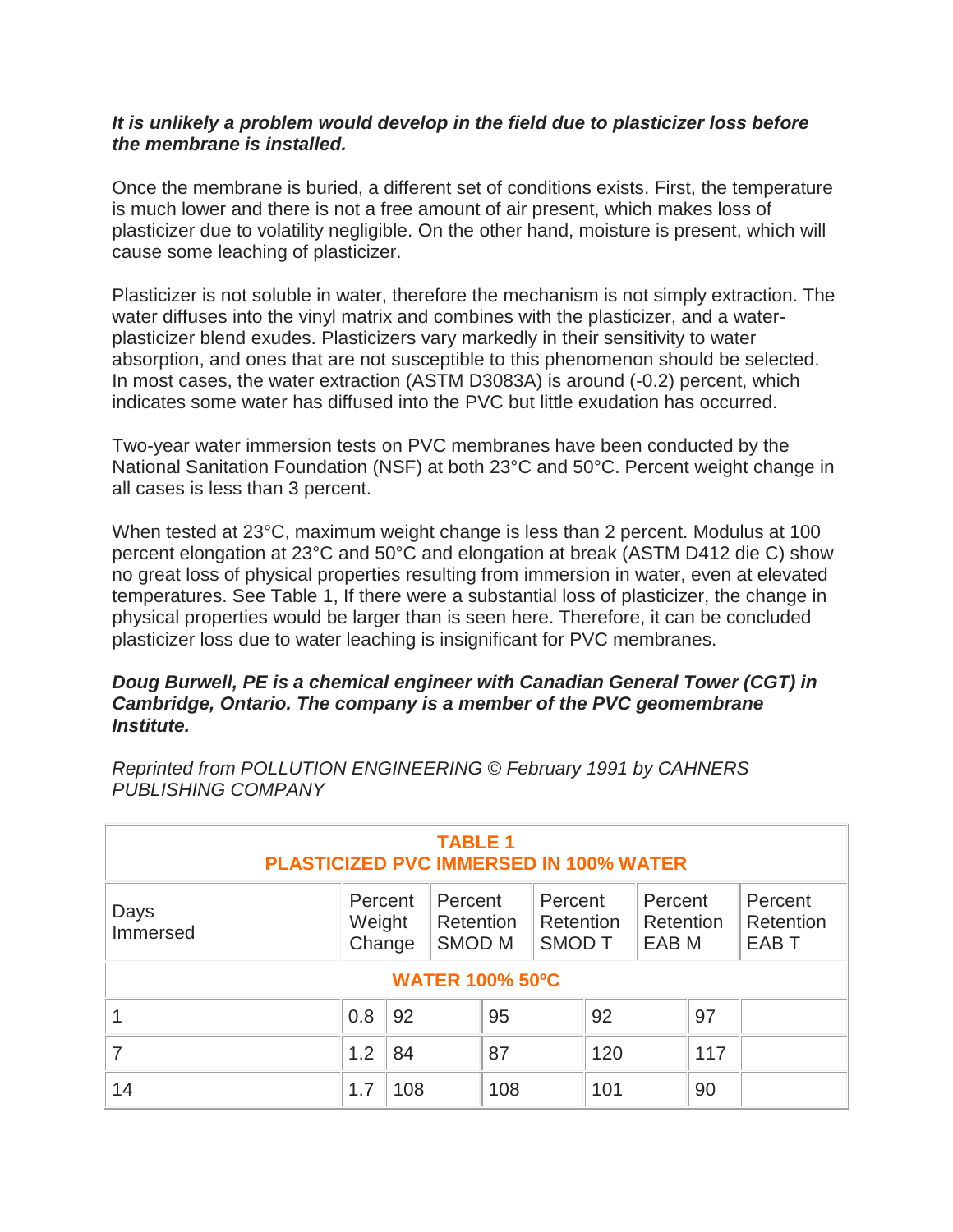***It is unlikely a problem would develop in the field due to plasticizer loss before the membrane is installed.***

Once the membrane is buried, a different set of conditions exists. First, the temperature is much lower and there is not a free amount of air present, which makes loss of plasticizer due to volatility negligible. On the other hand, moisture is present, which will cause some leaching of plasticizer.

Plasticizer is not soluble in water, therefore the mechanism is not simply extraction. The water diffuses into the vinyl matrix and combines with the plasticizer, and a water-plasticizer blend exudes. Plasticizers vary markedly in their sensitivity to water absorption, and ones that are not susceptible to this phenomenon should be selected. In most cases, the water extraction (ASTM D3083A) is around (-0.2) percent, which indicates some water has diffused into the PVC but little exudation has occurred.

Two-year water immersion tests on PVC membranes have been conducted by the National Sanitation Foundation (NSF) at both 23°C and 50°C. Percent weight change in all cases is less than 3 percent.

When tested at 23°C, maximum weight change is less than 2 percent. Modulus at 100 percent elongation at 23°C and 50°C and elongation at break (ASTM D412 die C) show no great loss of physical properties resulting from immersion in water, even at elevated temperatures. See Table 1, If there were a substantial loss of plasticizer, the change in physical properties would be larger than is seen here. Therefore, it can be concluded plasticizer loss due to water leaching is insignificant for PVC membranes.

***Doug Burwell, PE is a chemical engineer with Canadian General Tower (CGT) in Cambridge, Ontario. The company is a member of the PVC geomembrane Institute.***

*Reprinted from POLLUTION ENGINEERING © February 1991 by CAHNERS PUBLISHING COMPANY*

**TABLE 1**
**PLASTICIZED PVC IMMERSED IN 100% WATER**

| Days Immersed | Percent Weight Change | Percent Retention SMOD M | Percent Retention SMOD T | Percent Retention EAB M | Percent Retention EAB T |
|---|---|---|---|---|---|
| **WATER 100% 50ºC** | | | | | |
| 1 | 0.8 | 92 | 95 | 92 | 97 |
| 7 | 1.2 | 84 | 87 | 120 | 117 |
| 14 | 1.7 | 108 | 108 | 101 | 90 |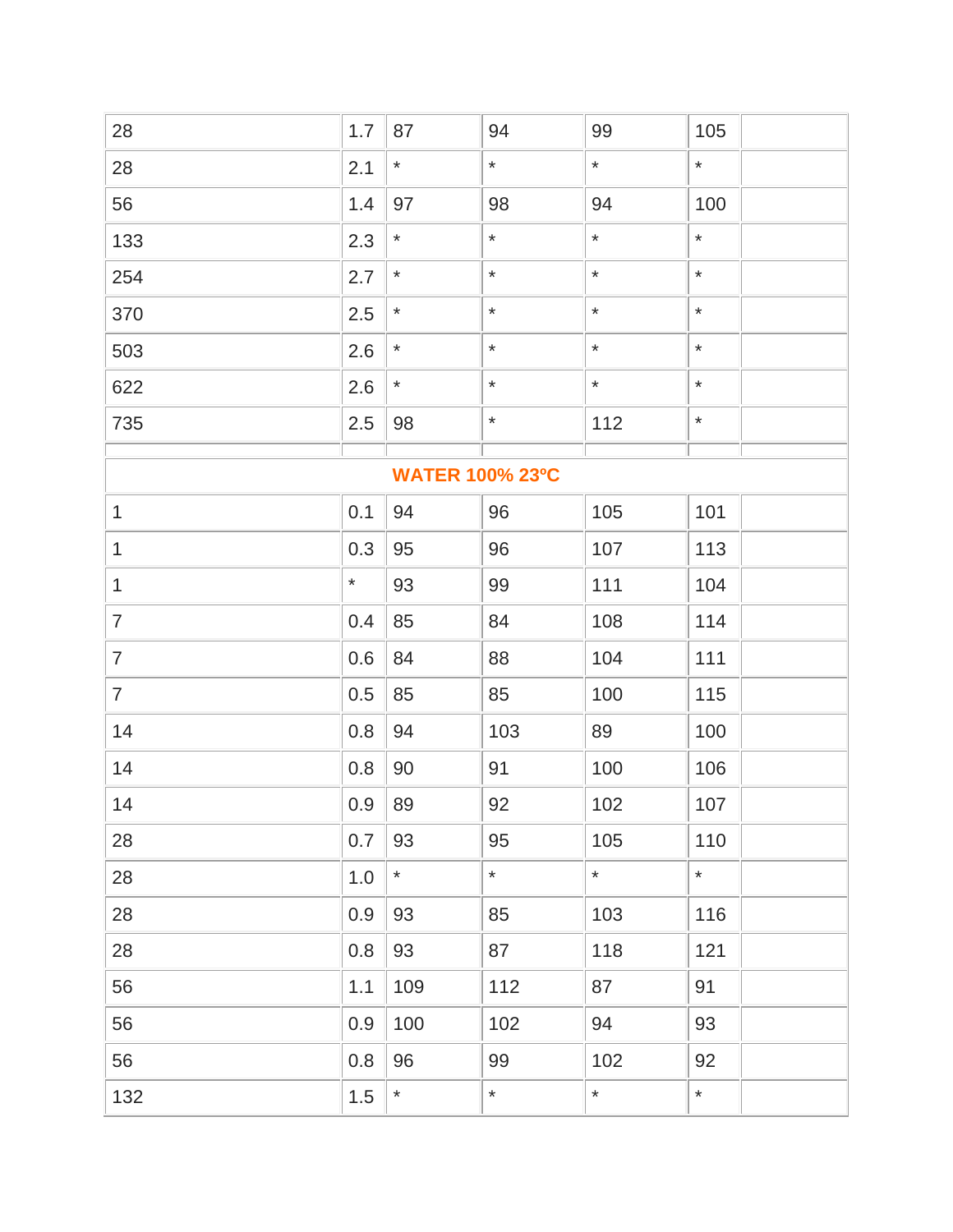| | | | | | | |
|---|---|---|---|---|---|---|
| 28 | 1.7 | 87 | 94 | 99 | 105 | |
| 28 | 2.1 | * | * | * | * | |
| 56 | 1.4 | 97 | 98 | 94 | 100 | |
| 133 | 2.3 | * | * | * | * | |
| 254 | 2.7 | * | * | * | * | |
| 370 | 2.5 | * | * | * | * | |
| 503 | 2.6 | * | * | * | * | |
| 622 | 2.6 | * | * | * | * | |
| 735 | 2.5 | 98 | * | 112 | * | |
| | | | | | | |
| **WATER 100% 23ºC** | | | | | | |
| 1 | 0.1 | 94 | 96 | 105 | 101 | |
| 1 | 0.3 | 95 | 96 | 107 | 113 | |
| 1 | * | 93 | 99 | 111 | 104 | |
| 7 | 0.4 | 85 | 84 | 108 | 114 | |
| 7 | 0.6 | 84 | 88 | 104 | 111 | |
| 7 | 0.5 | 85 | 85 | 100 | 115 | |
| 14 | 0.8 | 94 | 103 | 89 | 100 | |
| 14 | 0.8 | 90 | 91 | 100 | 106 | |
| 14 | 0.9 | 89 | 92 | 102 | 107 | |
| 28 | 0.7 | 93 | 95 | 105 | 110 | |
| 28 | 1.0 | * | * | * | * | |
| 28 | 0.9 | 93 | 85 | 103 | 116 | |
| 28 | 0.8 | 93 | 87 | 118 | 121 | |
| 56 | 1.1 | 109 | 112 | 87 | 91 | |
| 56 | 0.9 | 100 | 102 | 94 | 93 | |
| 56 | 0.8 | 96 | 99 | 102 | 92 | |
| 132 | 1.5 | * | * | * | * | |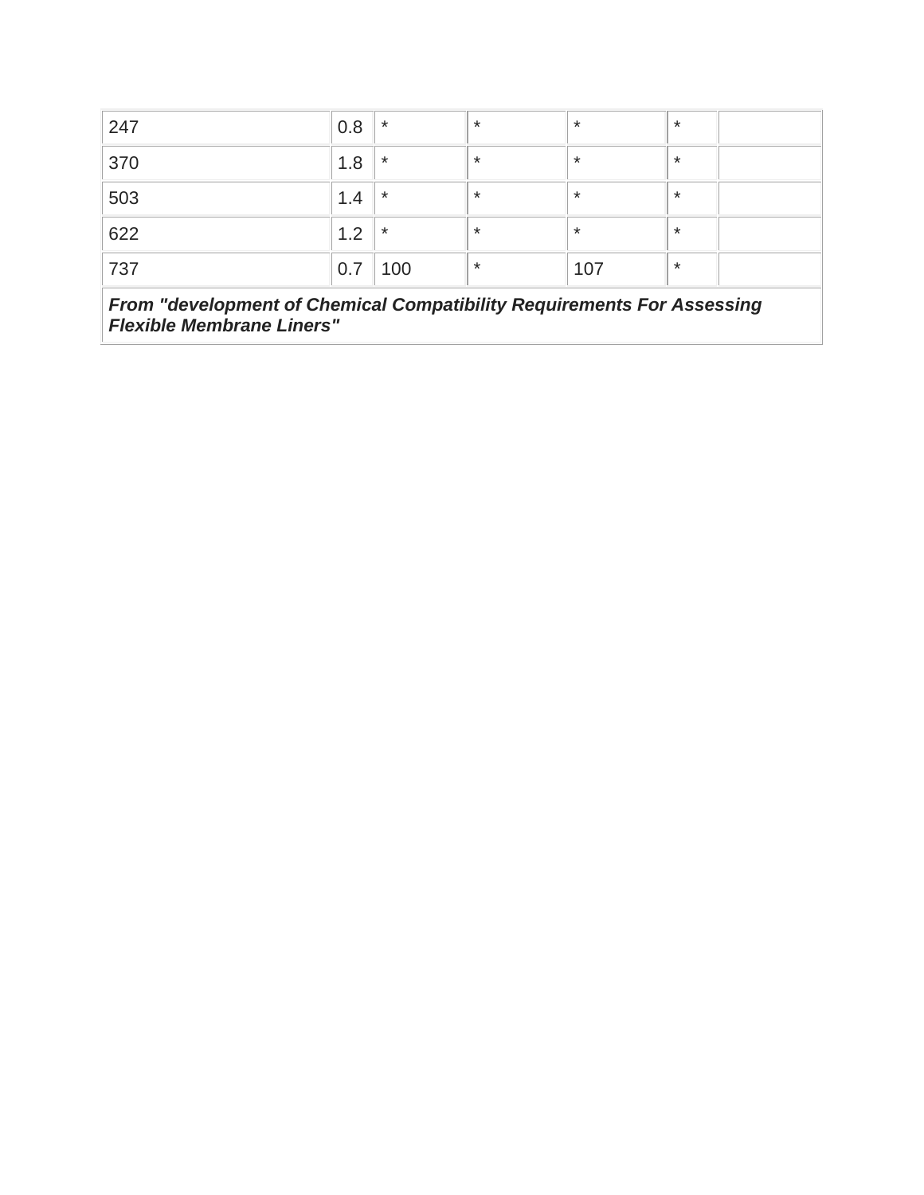| | | | | | | |
|---|---|---|---|---|---|---|
| 247 | 0.8 | * | * | * | * | |
| 370 | 1.8 | * | * | * | * | |
| 503 | 1.4 | * | * | * | * | |
| 622 | 1.2 | * | * | * | * | |
| 737 | 0.7 | 100 | * | 107 | * | |

***From "development of Chemical Compatibility Requirements For Assessing Flexible Membrane Liners"***